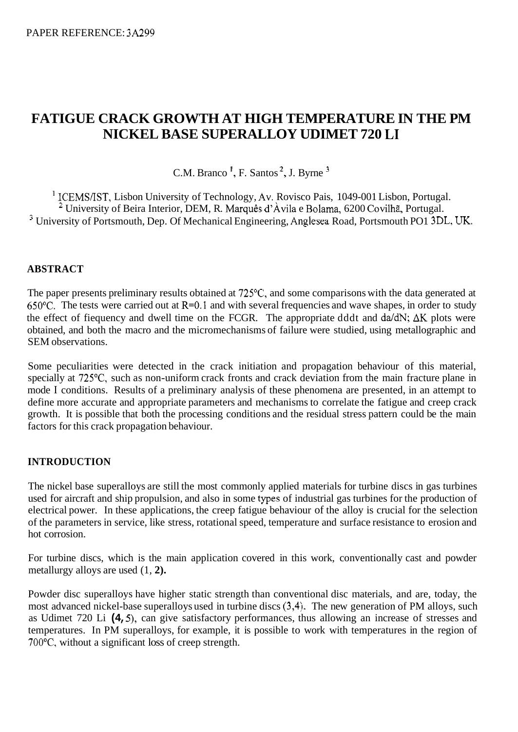PAPER REFERENCE: 3A299

# FATIGUE CRACK GROWTH AT HIGH TEMPERATURE IN THE PM NICKEL BASE SUPERALLOY UDIMET 720 LI

C.M. Branco [1], F. Santos [2], J. Byrne [3]

[1] ICEMS/IST, Lisbon University of Technology, Av. Rovisco Pais, 1049-001 Lisbon, Portugal.
[2] University of Beira Interior, DEM, R. Marquês d'Àvila e Bolama, 6200 Covilhã, Portugal.
[3] University of Portsmouth, Dep. Of Mechanical Engineering, Anglesea Road, Portsmouth PO1 3DL, UK.

## ABSTRACT

The paper presents preliminary results obtained at 725°C, and some comparisons with the data generated at 650°C. The tests were carried out at R=0.1 and with several frequencies and wave shapes, in order to study the effect of fiequency and dwell time on the FCGR. The appropriate dddt and da/dN; $\Delta K$ plots were obtained, and both the macro and the micromechanisms of failure were studied, using metallographic and SEM observations.

Some peculiarities were detected in the crack initiation and propagation behaviour of this material, specially at 725°C, such as non-uniform crack fronts and crack deviation from the main fracture plane in mode I conditions. Results of a preliminary analysis of these phenomena are presented, in an attempt to define more accurate and appropriate parameters and mechanisms to correlate the fatigue and creep crack growth. It is possible that both the processing conditions and the residual stress pattern could be the main factors for this crack propagation behaviour.

## INTRODUCTION

The nickel base superalloys are still the most commonly applied materials for turbine discs in gas turbines used for aircraft and ship propulsion, and also in some types of industrial gas turbines for the production of electrical power. In these applications, the creep fatigue behaviour of the alloy is crucial for the selection of the parameters in service, like stress, rotational speed, temperature and surface resistance to erosion and hot corrosion.

For turbine discs, which is the main application covered in this work, conventionally cast and powder metallurgy alloys are used (1, **2).**

Powder disc superalloys have higher static strength than conventional disc materials, and are, today, the most advanced nickel-base superalloys used in turbine discs (3,4). The new generation of PM alloys, such as Udimet 720 Li **(4,** 5), can give satisfactory performances, thus allowing an increase of stresses and temperatures. In PM superalloys, for example, it is possible to work with temperatures in the region of 700°C, without a significant loss of creep strength.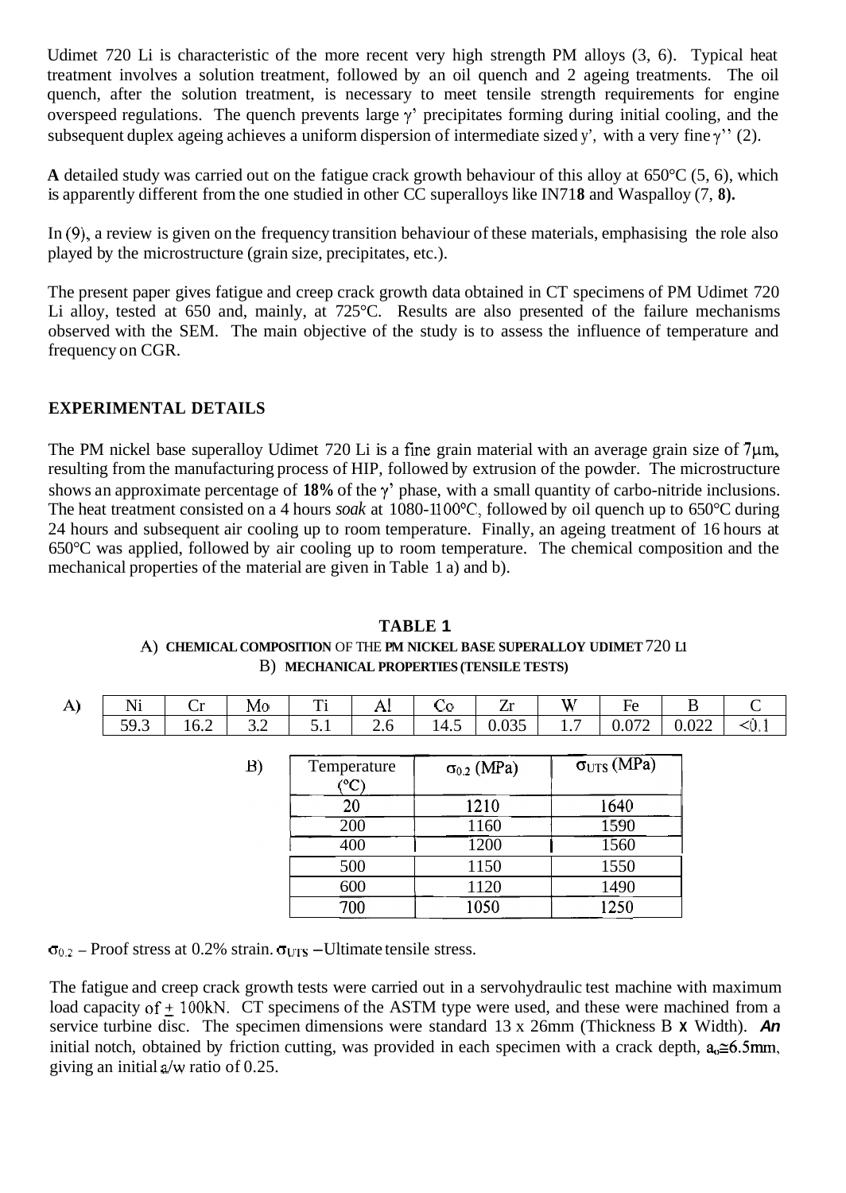Udimet 720 Li is characteristic of the more recent very high strength PM alloys (3, 6). Typical heat treatment involves a solution treatment, followed by an oil quench and 2 ageing treatments. The oil quench, after the solution treatment, is necessary to meet tensile strength requirements for engine overspeed regulations. The quench prevents large γ' precipitates forming during initial cooling, and the subsequent duplex ageing achieves a uniform dispersion of intermediate sized γ', with a very fine γ'' (2).

**A** detailed study was carried out on the fatigue crack growth behaviour of this alloy at 650°C (5, 6), which is apparently different from the one studied in other CC superalloys like IN718 and Waspalloy (7, 8).

In (9), a review is given on the frequency transition behaviour of these materials, emphasising the role also played by the microstructure (grain size, precipitates, etc.).

The present paper gives fatigue and creep crack growth data obtained in CT specimens of PM Udimet 720 Li alloy, tested at 650 and, mainly, at 725°C. Results are also presented of the failure mechanisms observed with the SEM. The main objective of the study is to assess the influence of temperature and frequency on CGR.

## EXPERIMENTAL DETAILS

The PM nickel base superalloy Udimet 720 Li is a fine grain material with an average grain size of 7μm, resulting from the manufacturing process of HIP, followed by extrusion of the powder. The microstructure shows an approximate percentage of **18%** of the γ' phase, with a small quantity of carbo-nitride inclusions. The heat treatment consisted on a 4 hours *soak* at 1080-1100°C, followed by oil quench up to 650°C during 24 hours and subsequent air cooling up to room temperature. Finally, an ageing treatment of 16 hours at 650°C was applied, followed by air cooling up to room temperature. The chemical composition and the mechanical properties of the material are given in Table 1 a) and b).

**TABLE 1**

**A) CHEMICAL COMPOSITION OF THE PM NICKEL BASE SUPERALLOY UDIMET 720 LI**

**B) MECHANICAL PROPERTIES (TENSILE TESTS)**

A)

| Ni | Cr | Mo | Ti | Al | Co | Zr | W | Fe | B | C |
|---|---|---|---|---|---|---|---|---|---|---|
| 59.3 | 16.2 | 3.2 | 5.1 | 2.6 | 14.5 | 0.035 | 1.7 | 0.072 | 0.022 | <0.1 |

B)

| Temperature (°C) | $\sigma_{0.2}$ (MPa) | $\sigma_{UTS}$ (MPa) |
|---|---|---|
| 20 | 1210 | 1640 |
| 200 | 1160 | 1590 |
| 400 | 1200 | 1560 |
| 500 | 1150 | 1550 |
| 600 | 1120 | 1490 |
| 700 | 1050 | 1250 |

$\sigma_{0.2}$ – Proof stress at 0.2% strain. $\sigma_{UTS}$ – Ultimate tensile stress.

The fatigue and creep crack growth tests were carried out in a servohydraulic test machine with maximum load capacity of ± 100kN. CT specimens of the ASTM type were used, and these were machined from a service turbine disc. The specimen dimensions were standard 13 x 26mm (Thickness B x Width). An initial notch, obtained by friction cutting, was provided in each specimen with a crack depth, $a_o \cong 6.5$mm, giving an initial a/w ratio of 0.25.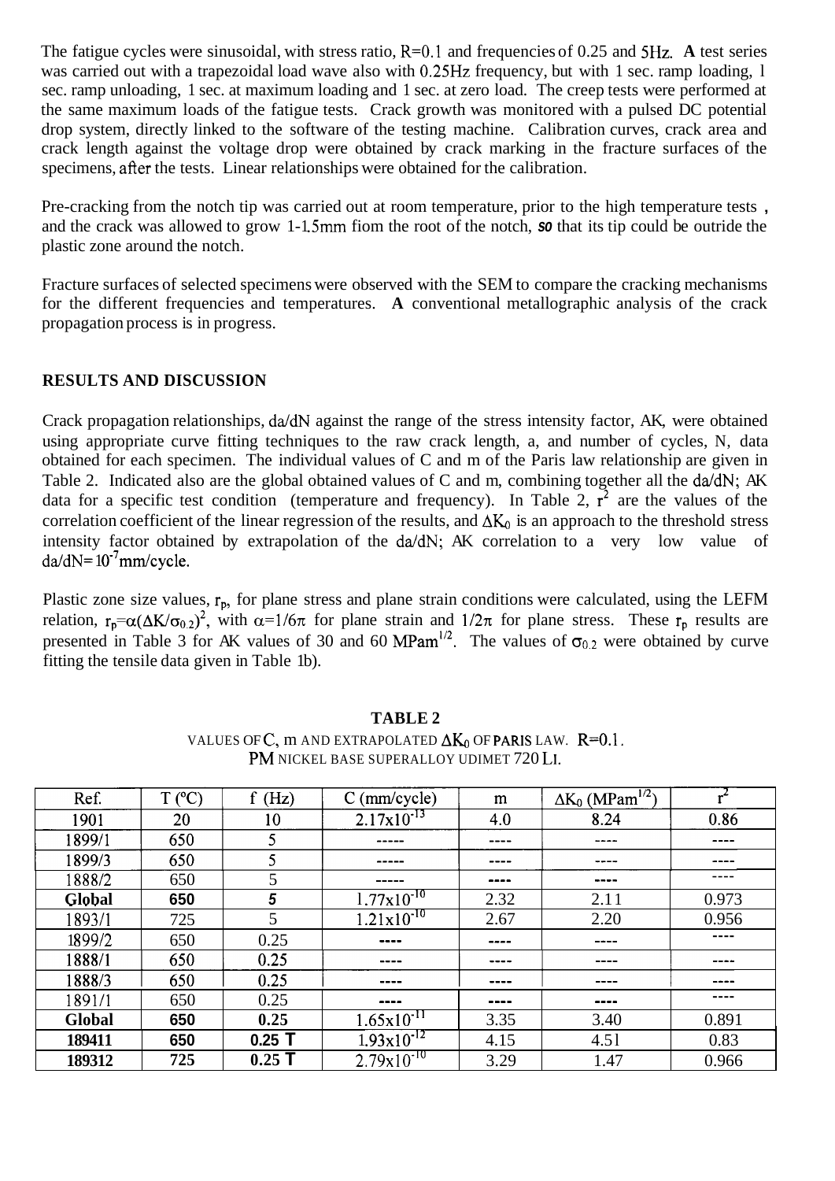The fatigue cycles were sinusoidal, with stress ratio, R=0.1 and frequencies of 0.25 and 5Hz. **A** test series was carried out with a trapezoidal load wave also with 0.25Hz frequency, but with 1 sec. ramp loading, 1 sec. ramp unloading, 1 sec. at maximum loading and 1 sec. at zero load. The creep tests were performed at the same maximum loads of the fatigue tests. Crack growth was monitored with a pulsed DC potential drop system, directly linked to the software of the testing machine. Calibration curves, crack area and crack length against the voltage drop were obtained by crack marking in the fracture surfaces of the specimens, after the tests. Linear relationships were obtained for the calibration.

Pre-cracking from the notch tip was carried out at room temperature, prior to the high temperature tests , and the crack was allowed to grow 1-1.5mm fiom the root of the notch, *so* that its tip could be outride the plastic zone around the notch.

Fracture surfaces of selected specimens were observed with the SEM to compare the cracking mechanisms for the different frequencies and temperatures. **A** conventional metallographic analysis of the crack propagation process is in progress.

## RESULTS AND DISCUSSION

Crack propagation relationships, da/dN against the range of the stress intensity factor, AK, were obtained using appropriate curve fitting techniques to the raw crack length, a, and number of cycles, N, data obtained for each specimen. The individual values of C and m of the Paris law relationship are given in Table 2. Indicated also are the global obtained values of C and m, combining together all the da/dN; AK data for a specific test condition (temperature and frequency). In Table 2, $r^2$ are the values of the correlation coefficient of the linear regression of the results, and $\Delta K_0$ is an approach to the threshold stress intensity factor obtained by extrapolation of the da/dN; AK correlation to a very low value of $da/dN=10^{-7}$ mm/cycle.

Plastic zone size values, $r_p$, for plane stress and plane strain conditions were calculated, using the LEFM relation, $r_p=\alpha(\Delta K/\sigma_{0.2})^2$, with $\alpha=1/6\pi$ for plane strain and $1/2\pi$ for plane stress. These $r_p$ results are presented in Table 3 for AK values of 30 and 60 $MPam^{1/2}$. The values of $\sigma_{0.2}$ were obtained by curve fitting the tensile data given in Table 1b).

**TABLE 2**

VALUES OF C, m AND EXTRAPOLATED $\Delta K_0$ OF PARIS LAW. R=0.1.
PM NICKEL BASE SUPERALLOY UDIMET 720 LI.

| Ref. | T (ºC) | f (Hz) | C (mm/cycle) | m | $\Delta K_0$ ($MPam^{1/2}$) | $r^2$ |
|---|---|---|---|---|---|---|
| 1901 | 20 | 10 | $2.17\times10^{-13}$ | 4.0 | 8.24 | 0.86 |
| 1899/1 | 650 | 5 | ----- | ---- | ---- | ---- |
| 1899/3 | 650 | 5 | ----- | ---- | ---- | ---- |
| 1888/2 | 650 | 5 | ----- | ---- | ---- | ---- |
| **Global** | **650** | **5** | $1.77\times10^{-10}$ | 2.32 | 2.11 | 0.973 |
| 1893/1 | 725 | 5 | $1.21\times10^{-10}$ | 2.67 | 2.20 | 0.956 |
| 1899/2 | 650 | 0.25 | ---- | ---- | ---- | ---- |
| 1888/1 | 650 | 0.25 | ---- | ---- | ---- | ---- |
| 1888/3 | 650 | 0.25 | ---- | ---- | ---- | ---- |
| 1891/1 | 650 | 0.25 | ---- | ---- | ---- | ---- |
| **Global** | **650** | **0.25** | $1.65\times10^{-11}$ | 3.35 | 3.40 | 0.891 |
| **189411** | **650** | **0.25 T** | $1.93\times10^{-12}$ | 4.15 | 4.51 | 0.83 |
| **189312** | **725** | **0.25 T** | $2.79\times10^{-10}$ | 3.29 | 1.47 | 0.966 |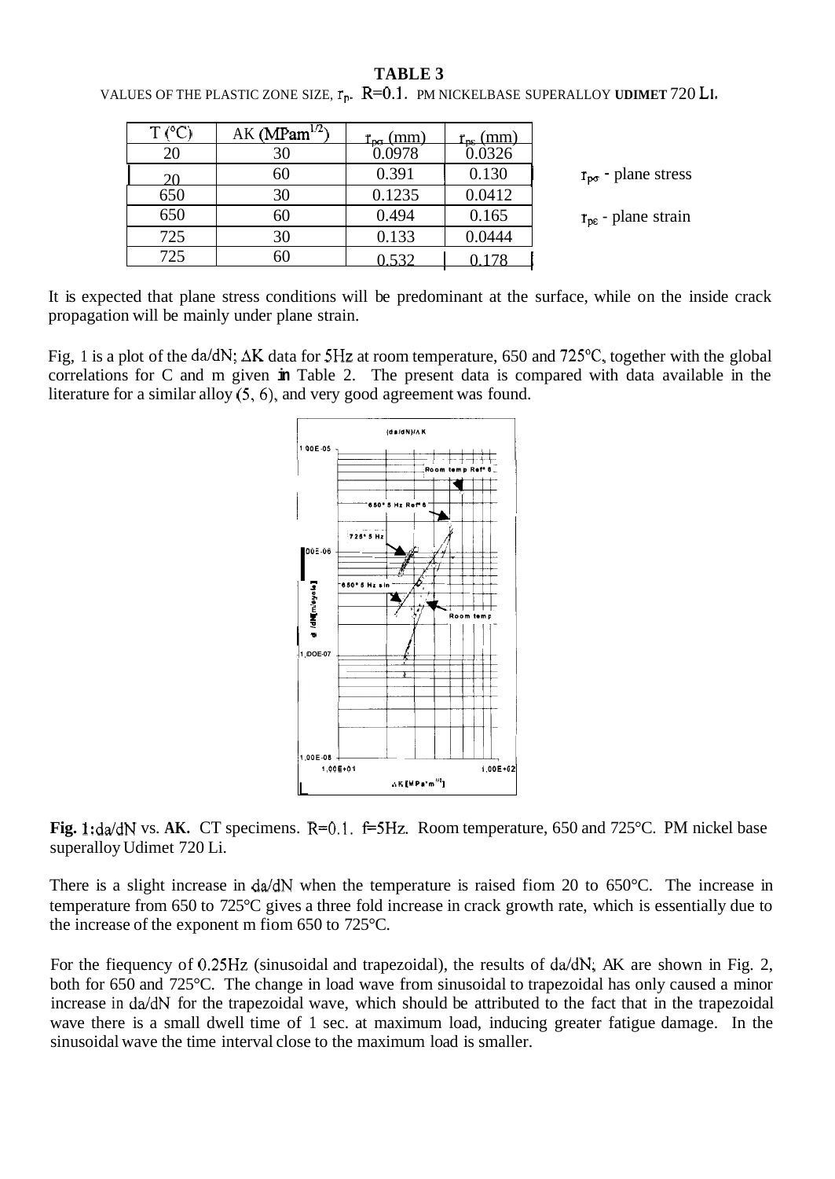**TABLE 3**

VALUES OF THE PLASTIC ZONE SIZE, $r_p$. R=0.1. PM NICKELBASE SUPERALLOY **UDIMET** 720 **Li**.

| T (°C) | ΔK ($MPam^{1/2}$) | $r_{p\sigma}$ (mm) | $r_{p\varepsilon}$ (mm) |
|---|---|---|---|
| 20 | 30 | 0.0978 | 0.0326 |
| 20 | 60 | 0.391 | 0.130 |
| 650 | 30 | 0.1235 | 0.0412 |
| 650 | 60 | 0.494 | 0.165 |
| 725 | 30 | 0.133 | 0.0444 |
| 725 | 60 | 0.532 | 0.178 |

$r_{p\sigma}$ - plane stress

$r_{p\varepsilon}$ - plane strain

It is expected that plane stress conditions will be predominant at the surface, while on the inside crack propagation will be mainly under plane strain.

Fig, 1 is a plot of the da/dN; ΔK data for 5Hz at room temperature, 650 and 725°C, together with the global correlations for C and m given in Table 2. The present data is compared with data available in the literature for a similar alloy (5, 6), and very good agreement was found.

**Fig. 1:** da/dN vs. **ΔK.** CT specimens. R=0.1. f=5Hz. Room temperature, 650 and 725°C. PM nickel base superalloy Udimet 720 Li.

There is a slight increase in da/dN when the temperature is raised from 20 to 650°C. The increase in temperature from 650 to 725°C gives a three fold increase in crack growth rate, which is essentially due to the increase of the exponent m from 650 to 725°C.

For the frequency of 0.25Hz (sinusoidal and trapezoidal), the results of da/dN; ΔK are shown in Fig. 2, both for 650 and 725°C. The change in load wave from sinusoidal to trapezoidal has only caused a minor increase in da/dN for the trapezoidal wave, which should be attributed to the fact that in the trapezoidal wave there is a small dwell time of 1 sec. at maximum load, inducing greater fatigue damage. In the sinusoidal wave the time interval close to the maximum load is smaller.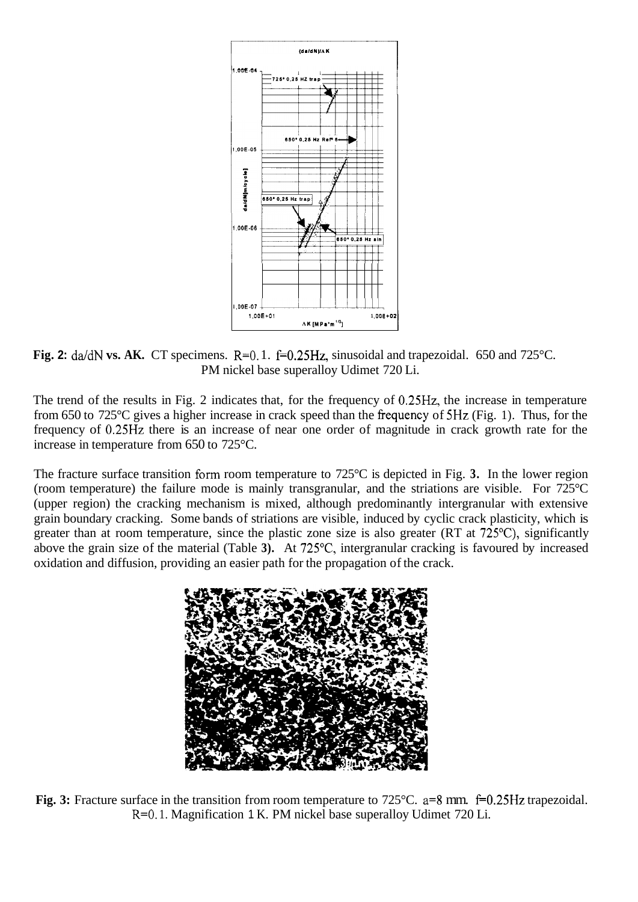**Fig. 2:** da/dN **vs. AK.** CT specimens. R=0.1. f=0.25Hz, sinusoidal and trapezoidal. 650 and 725°C. PM nickel base superalloy Udimet 720 Li.

The trend of the results in Fig. 2 indicates that, for the frequency of 0.25Hz, the increase in temperature from 650 to 725°C gives a higher increase in crack speed than the frequency of 5Hz (Fig. 1). Thus, for the frequency of 0.25Hz there is an increase of near one order of magnitude in crack growth rate for the increase in temperature from 650 to 725°C.

The fracture surface transition form room temperature to 725°C is depicted in Fig. **3.** In the lower region (room temperature) the failure mode is mainly transgranular, and the striations are visible. For 725°C (upper region) the cracking mechanism is mixed, although predominantly intergranular with extensive grain boundary cracking. Some bands of striations are visible, induced by cyclic crack plasticity, which is greater than at room temperature, since the plastic zone size is also greater (RT at 725°C), significantly above the grain size of the material (Table **3).** At 725°C, intergranular cracking is favoured by increased oxidation and diffusion, providing an easier path for the propagation of the crack.

**Fig. 3:** Fracture surface in the transition from room temperature to 725°C. a=8 mm. f=0.25Hz trapezoidal. R=0.1. Magnification 1 K. PM nickel base superalloy Udimet 720 Li.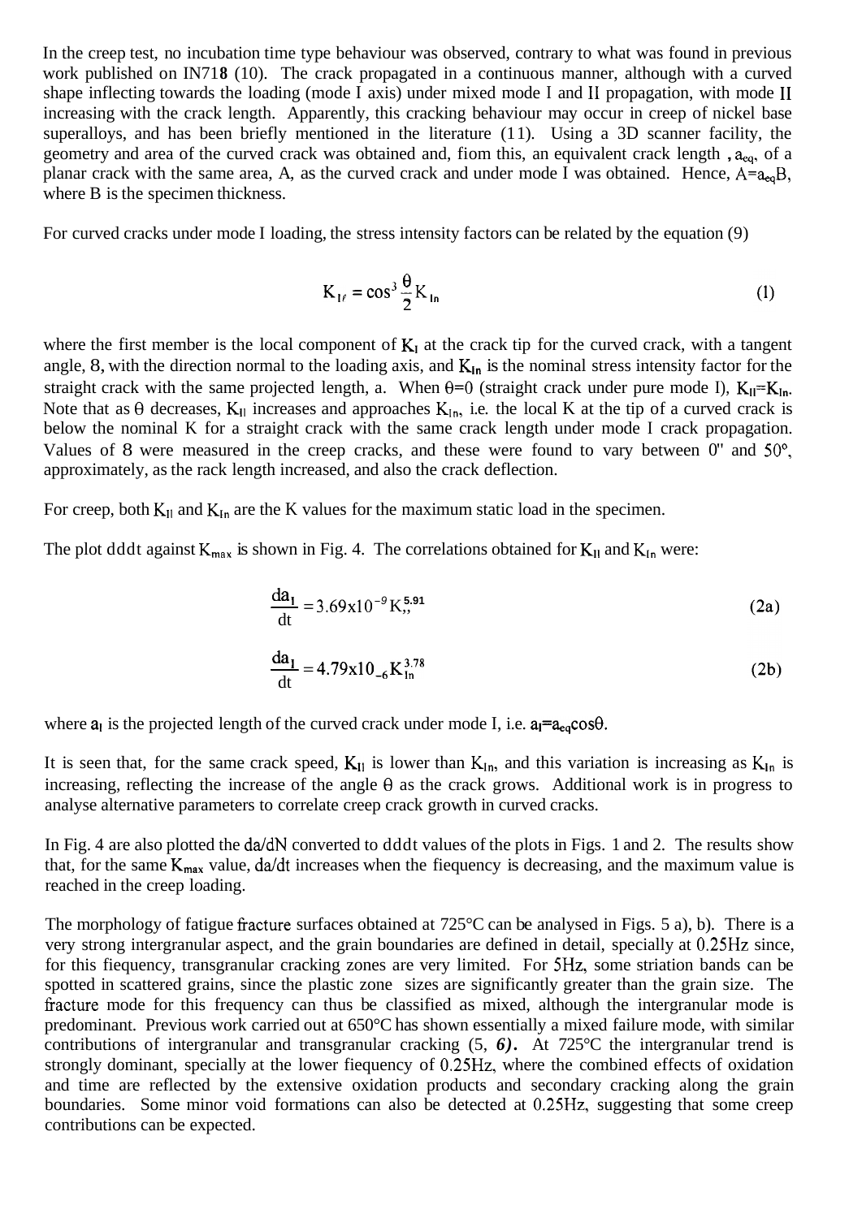In the creep test, no incubation time type behaviour was observed, contrary to what was found in previous work published on IN718 (10). The crack propagated in a continuous manner, although with a curved shape inflecting towards the loading (mode I axis) under mixed mode I and II propagation, with mode II increasing with the crack length. Apparently, this cracking behaviour may occur in creep of nickel base superalloys, and has been briefly mentioned in the literature (11). Using a 3D scanner facility, the geometry and area of the curved crack was obtained and, fiom this, an equivalent crack length , $a_{eq}$, of a planar crack with the same area, A, as the curved crack and under mode I was obtained. Hence, $A=a_{eq}B$, where B is the specimen thickness.

For curved cracks under mode I loading, the stress intensity factors can be related by the equation (9)

$$K_{I\ell} = \cos^3 \frac{\theta}{2} K_{In} \tag{1}$$

where the first member is the local component of $K_I$ at the crack tip for the curved crack, with a tangent angle, 8, with the direction normal to the loading axis, and $K_{In}$ is the nominal stress intensity factor for the straight crack with the same projected length, a. When $\theta=0$ (straight crack under pure mode I), $K_{Il}=K_{In}$. Note that as $\theta$ decreases, $K_{Il}$ increases and approaches $K_{In}$, i.e. the local K at the tip of a curved crack is below the nominal K for a straight crack with the same crack length under mode I crack propagation. Values of 8 were measured in the creep cracks, and these were found to vary between 0" and 50°, approximately, as the rack length increased, and also the crack deflection.

For creep, both $K_{Il}$ and $K_{In}$ are the K values for the maximum static load in the specimen.

The plot dddt against $K_{max}$ is shown in Fig. 4. The correlations obtained for $K_{Il}$ and $K_{In}$ were:

$$\frac{da_I}{dt} = 3.69x10^{-9} K_{,,}^{5.91} \tag{2a}$$

$$\frac{da_I}{dt} = 4.79x10_{-6} K_{In}^{3.78} \tag{2b}$$

where $a_I$ is the projected length of the curved crack under mode I, i.e. $a_I=a_{eq}\cos\theta$.

It is seen that, for the same crack speed, $K_{Il}$ is lower than $K_{In}$, and this variation is increasing as $K_{In}$ is increasing, reflecting the increase of the angle $\theta$ as the crack grows. Additional work is in progress to analyse alternative parameters to correlate creep crack growth in curved cracks.

In Fig. 4 are also plotted the da/dN converted to dddt values of the plots in Figs. 1 and 2. The results show that, for the same $K_{max}$ value, da/dt increases when the fiequency is decreasing, and the maximum value is reached in the creep loading.

The morphology of fatigue fracture surfaces obtained at 725°C can be analysed in Figs. 5 a), b). There is a very strong intergranular aspect, and the grain boundaries are defined in detail, specially at 0.25Hz since, for this fiequency, transgranular cracking zones are very limited. For 5Hz, some striation bands can be spotted in scattered grains, since the plastic zone sizes are significantly greater than the grain size. The fracture mode for this frequency can thus be classified as mixed, although the intergranular mode is predominant. Previous work carried out at 650°C has shown essentially a mixed failure mode, with similar contributions of intergranular and transgranular cracking (5, *6).* At 725°C the intergranular trend is strongly dominant, specially at the lower fiequency of 0.25Hz, where the combined effects of oxidation and time are reflected by the extensive oxidation products and secondary cracking along the grain boundaries. Some minor void formations can also be detected at 0.25Hz, suggesting that some creep contributions can be expected.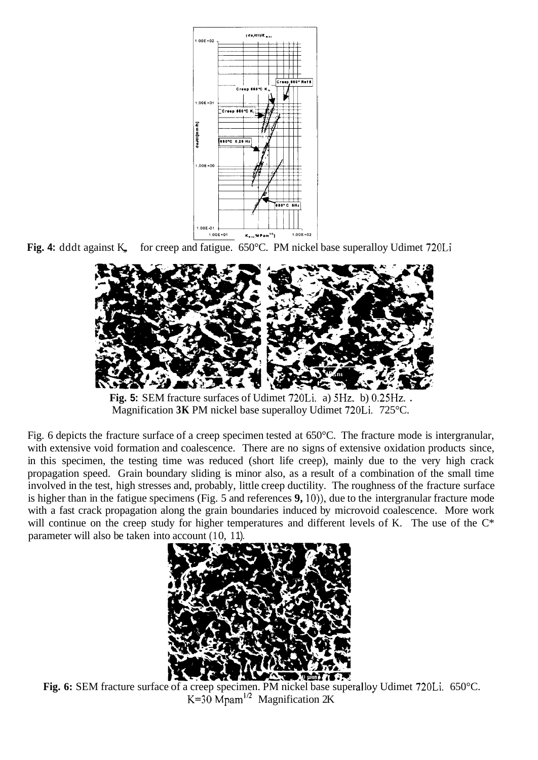**Fig. 4:** dddt against $K_m$ for creep and fatigue. 650°C. PM nickel base superalloy Udimet 720Li

**Fig. 5:** SEM fracture surfaces of Udimet 720Li. a) 5Hz. b) 0.25Hz. . Magnification **3K** PM nickel base superalloy Udimet 720Li. 725°C.

Fig. 6 depicts the fracture surface of a creep specimen tested at 650°C. The fracture mode is intergranular, with extensive void formation and coalescence. There are no signs of extensive oxidation products since, in this specimen, the testing time was reduced (short life creep), mainly due to the very high crack propagation speed. Grain boundary sliding is minor also, as a result of a combination of the small time involved in the test, high stresses and, probably, little creep ductility. The roughness of the fracture surface is higher than in the fatigue specimens (Fig. 5 and references **9,** 10)), due to the intergranular fracture mode with a fast crack propagation along the grain boundaries induced by microvoid coalescence. More work will continue on the creep study for higher temperatures and different levels of K. The use of the C* parameter will also be taken into account (10, 11).

**Fig. 6:** SEM fracture surface of a creep specimen. PM nickel base superalloy Udimet 720Li. 650°C. $K=30\ Mpam^{1/2}$ Magnification 2K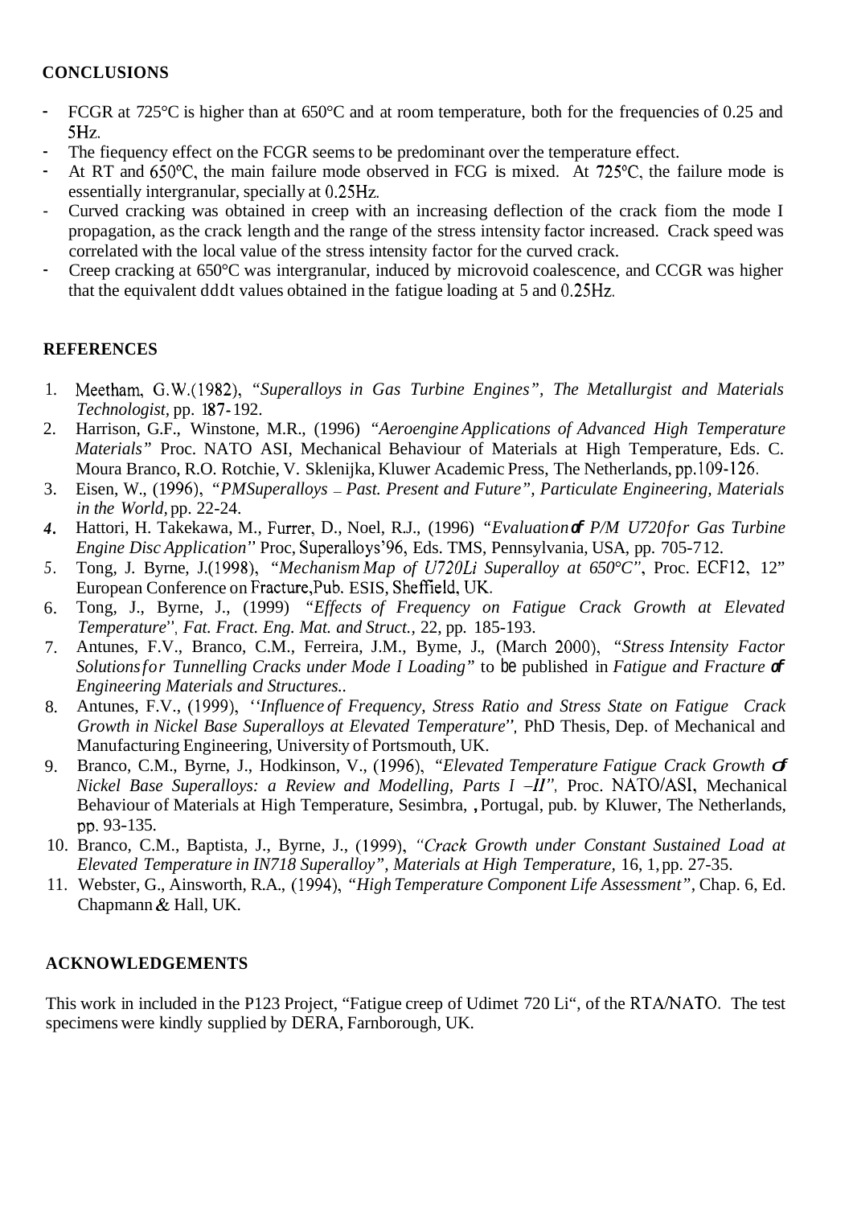## CONCLUSIONS

- FCGR at 725°C is higher than at 650°C and at room temperature, both for the frequencies of 0.25 and 5Hz.
- The fiequency effect on the FCGR seems to be predominant over the temperature effect.
- At RT and 650°C, the main failure mode observed in FCG is mixed. At 725°C, the failure mode is essentially intergranular, specially at 0.25Hz.
- Curved cracking was obtained in creep with an increasing deflection of the crack fiom the mode I propagation, as the crack length and the range of the stress intensity factor increased. Crack speed was correlated with the local value of the stress intensity factor for the curved crack.
- Creep cracking at 650°C was intergranular, induced by microvoid coalescence, and CCGR was higher that the equivalent dddt values obtained in the fatigue loading at 5 and 0.25Hz.

## REFERENCES

1. Meetham, G.W.(1982), *"Superalloys in Gas Turbine Engines", The Metallurgist and Materials Technologist*, pp. 187-192.
2. Harrison, G.F., Winstone, M.R., (1996) *"Aeroengine Applications of Advanced High Temperature Materials"* Proc. NATO ASI, Mechanical Behaviour of Materials at High Temperature, Eds. C. Moura Branco, R.O. Rotchie, V. Sklenijka, Kluwer Academic Press, The Netherlands, pp.109-126.
3. Eisen, W., (1996), *"PMSuperalloys – Past. Present and Future", Particulate Engineering, Materials in the World*, pp. 22-24.
4. Hattori, H. Takekawa, M., Furrer, D., Noel, R.J., (1996) *"Evaluation of P/M U720for Gas Turbine Engine Disc Application"* Proc, Superalloys'96, Eds. TMS, Pennsylvania, USA, pp. 705-712.
5. Tong, J. Byrne, J.(1998), *"Mechanism Map of U720Li Superalloy at 650°C"*, Proc. ECF12, 12" European Conference on Fracture,Pub. ESIS, Sheffield, UK.
6. Tong, J., Byrne, J., (1999) *"Effects of Frequency on Fatigue Crack Growth at Elevated Temperature", Fat. Fract. Eng. Mat. and Struct.*, 22, pp. 185-193.
7. Antunes, F.V., Branco, C.M., Ferreira, J.M., Byme, J., (March 2000), *"Stress Intensity Factor Solutionsfor Tunnelling Cracks under Mode I Loading"* to be published in *Fatigue and Fracture of Engineering Materials and Structures..*
8. Antunes, F.V., (1999), *''Influence of Frequency, Stress Ratio and Stress State on Fatigue Crack Growth in Nickel Base Superalloys at Elevated Temperature"*, PhD Thesis, Dep. of Mechanical and Manufacturing Engineering, University of Portsmouth, UK.
9. Branco, C.M., Byrne, J., Hodkinson, V., (1996), *"Elevated Temperature Fatigue Crack Growth of Nickel Base Superalloys: a Review and Modelling, Parts I –II"*, Proc. NATO/ASI, Mechanical Behaviour of Materials at High Temperature, Sesimbra, , Portugal, pub. by Kluwer, The Netherlands, pp. 93-135.
10. Branco, C.M., Baptista, J., Byrne, J., (1999), *"Crack Growth under Constant Sustained Load at Elevated Temperature in IN718 Superalloy", Materials at High Temperature*, 16, 1, pp. 27-35.
11. Webster, G., Ainsworth, R.A., (1994), *"High Temperature Component Life Assessment"*, Chap. 6, Ed. Chapmann & Hall, UK.

## ACKNOWLEDGEMENTS

This work in included in the P123 Project, "Fatigue creep of Udimet 720 Li", of the RTA/NATO. The test specimens were kindly supplied by DERA, Farnborough, UK.